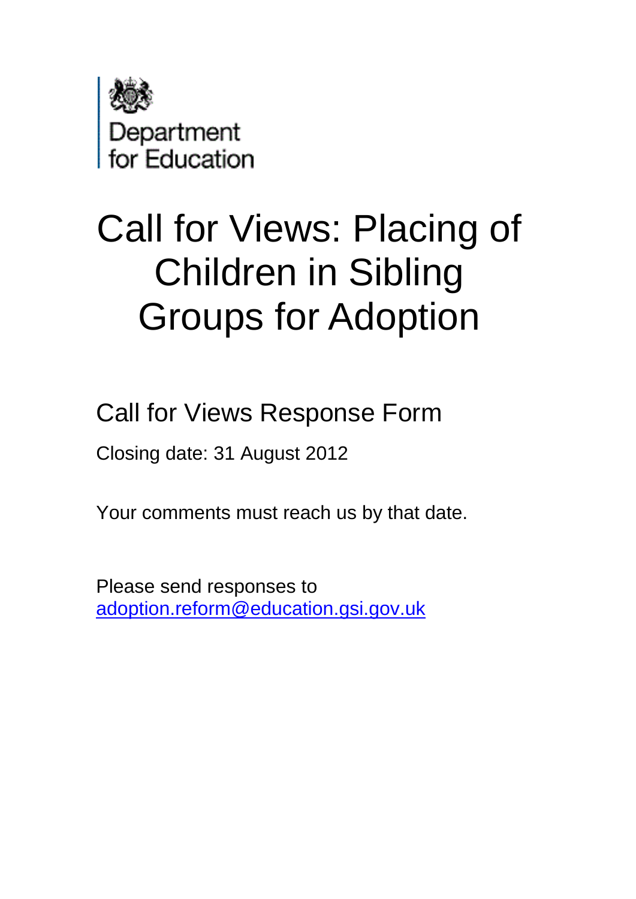Department for Education

# Call for Views: Placing of Children in Sibling Groups for Adoption

## Call for Views Response Form

Closing date: 31 August 2012

Your comments must reach us by that date.

Please send responses to adoption.reform@education.gsi.gov.uk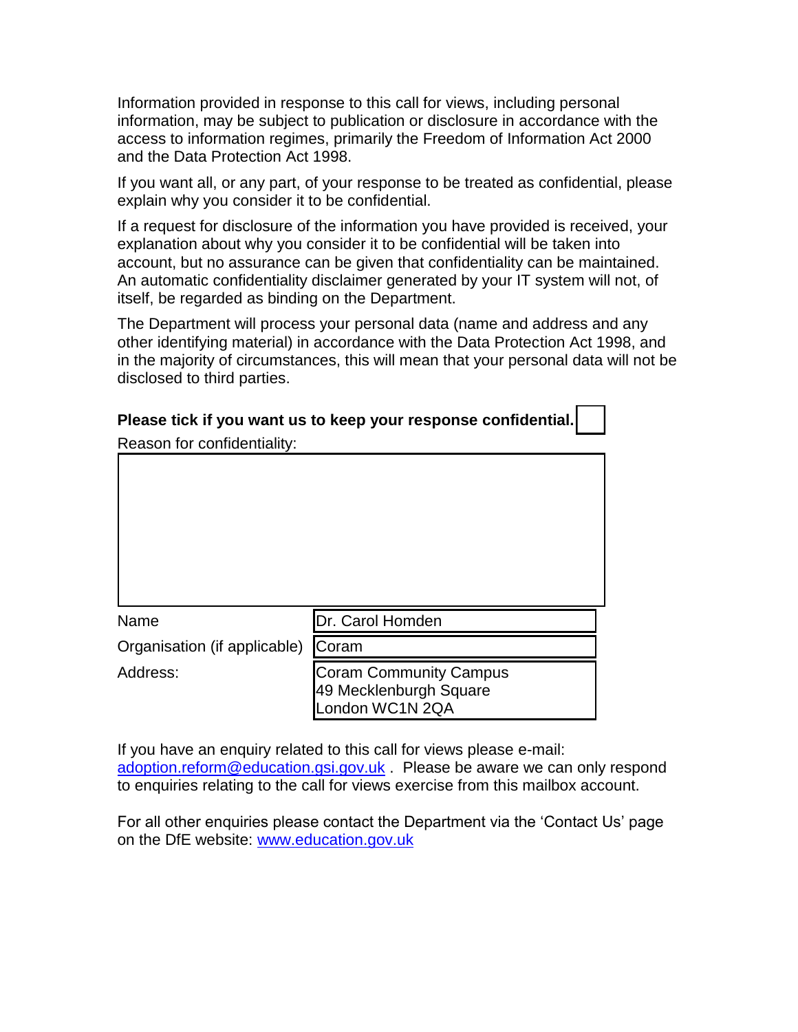Information provided in response to this call for views, including personal information, may be subject to publication or disclosure in accordance with the access to information regimes, primarily the Freedom of Information Act 2000 and the Data Protection Act 1998.

If you want all, or any part, of your response to be treated as confidential, please explain why you consider it to be confidential.

If a request for disclosure of the information you have provided is received, your explanation about why you consider it to be confidential will be taken into account, but no assurance can be given that confidentiality can be maintained. An automatic confidentiality disclaimer generated by your IT system will not, of itself, be regarded as binding on the Department.

The Department will process your personal data (name and address and any other identifying material) in accordance with the Data Protection Act 1998, and in the majority of circumstances, this will mean that your personal data will not be disclosed to third parties.

**Please tick if you want us to keep your response confidential.** ☐

Reason for confidentiality:

| | |
|---|---|
| Name | Dr. Carol Homden |
| Organisation (if applicable) | Coram |
| Address: | Coram Community Campus<br>49 Mecklenburgh Square<br>London WC1N 2QA |

If you have an enquiry related to this call for views please e-mail: adoption.reform@education.gsi.gov.uk . Please be aware we can only respond to enquiries relating to the call for views exercise from this mailbox account.

For all other enquiries please contact the Department via the 'Contact Us' page on the DfE website: www.education.gov.uk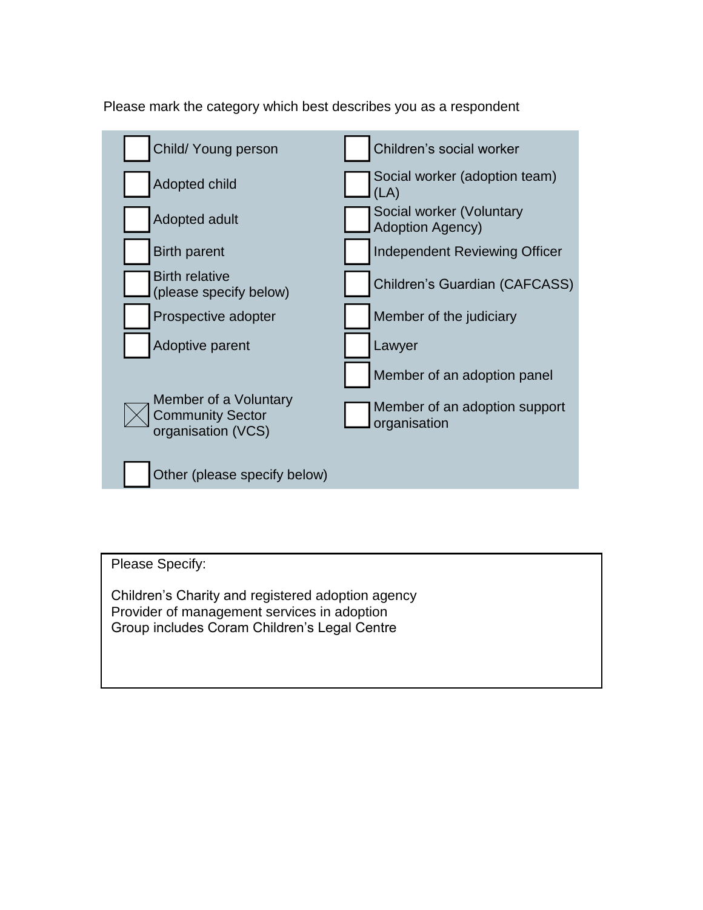Please mark the category which best describes you as a respondent

- [ ] Child/ Young person
- [ ] Adopted child
- [ ] Adopted adult
- [ ] Birth parent
- [ ] Birth relative (please specify below)
- [ ] Prospective adopter
- [ ] Adoptive parent
- [x] Member of a Voluntary Community Sector organisation (VCS)
- [ ] Other (please specify below)
- [ ] Children's social worker
- [ ] Social worker (adoption team) (LA)
- [ ] Social worker (Voluntary Adoption Agency)
- [ ] Independent Reviewing Officer
- [ ] Children's Guardian (CAFCASS)
- [ ] Member of the judiciary
- [ ] Lawyer
- [ ] Member of an adoption panel
- [ ] Member of an adoption support organisation

Please Specify:

Children's Charity and registered adoption agency
Provider of management services in adoption
Group includes Coram Children's Legal Centre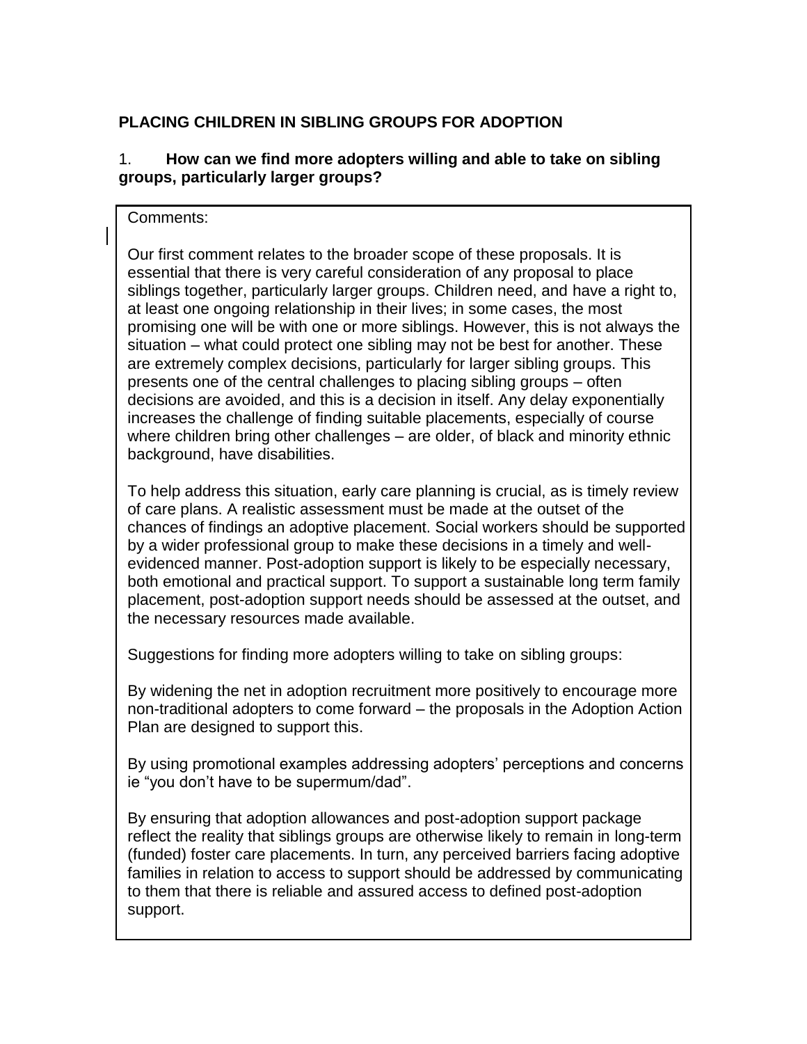**PLACING CHILDREN IN SIBLING GROUPS FOR ADOPTION**

1. **How can we find more adopters willing and able to take on sibling groups, particularly larger groups?**

Comments:

Our first comment relates to the broader scope of these proposals. It is essential that there is very careful consideration of any proposal to place siblings together, particularly larger groups. Children need, and have a right to, at least one ongoing relationship in their lives; in some cases, the most promising one will be with one or more siblings. However, this is not always the situation – what could protect one sibling may not be best for another. These are extremely complex decisions, particularly for larger sibling groups. This presents one of the central challenges to placing sibling groups – often decisions are avoided, and this is a decision in itself. Any delay exponentially increases the challenge of finding suitable placements, especially of course where children bring other challenges – are older, of black and minority ethnic background, have disabilities.

To help address this situation, early care planning is crucial, as is timely review of care plans. A realistic assessment must be made at the outset of the chances of findings an adoptive placement. Social workers should be supported by a wider professional group to make these decisions in a timely and well-evidenced manner. Post-adoption support is likely to be especially necessary, both emotional and practical support. To support a sustainable long term family placement, post-adoption support needs should be assessed at the outset, and the necessary resources made available.

Suggestions for finding more adopters willing to take on sibling groups:

By widening the net in adoption recruitment more positively to encourage more non-traditional adopters to come forward – the proposals in the Adoption Action Plan are designed to support this.

By using promotional examples addressing adopters' perceptions and concerns ie "you don't have to be supermum/dad".

By ensuring that adoption allowances and post-adoption support package reflect the reality that siblings groups are otherwise likely to remain in long-term (funded) foster care placements. In turn, any perceived barriers facing adoptive families in relation to access to support should be addressed by communicating to them that there is reliable and assured access to defined post-adoption support.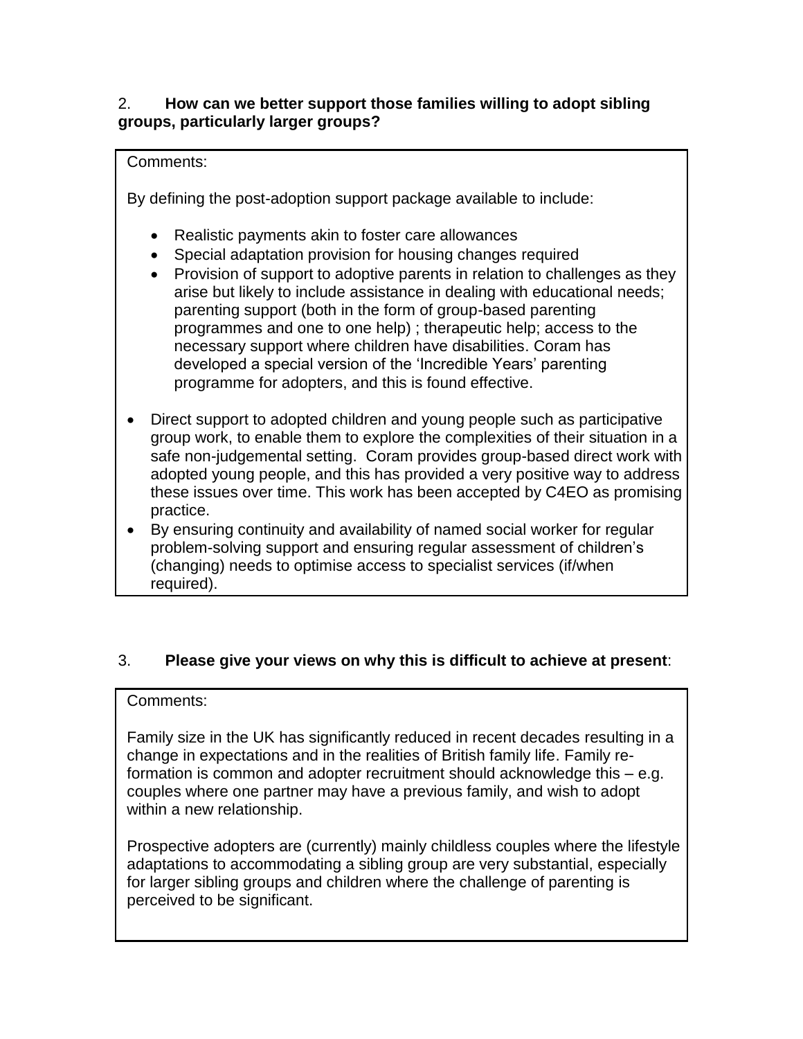2. **How can we better support those families willing to adopt sibling groups, particularly larger groups?**

Comments:

By defining the post-adoption support package available to include:

- Realistic payments akin to foster care allowances
- Special adaptation provision for housing changes required
- Provision of support to adoptive parents in relation to challenges as they arise but likely to include assistance in dealing with educational needs; parenting support (both in the form of group-based parenting programmes and one to one help) ; therapeutic help; access to the necessary support where children have disabilities. Coram has developed a special version of the 'Incredible Years' parenting programme for adopters, and this is found effective.

- Direct support to adopted children and young people such as participative group work, to enable them to explore the complexities of their situation in a safe non-judgemental setting. Coram provides group-based direct work with adopted young people, and this has provided a very positive way to address these issues over time. This work has been accepted by C4EO as promising practice.
- By ensuring continuity and availability of named social worker for regular problem-solving support and ensuring regular assessment of children's (changing) needs to optimise access to specialist services (if/when required).

3. **Please give your views on why this is difficult to achieve at present**:

Comments:

Family size in the UK has significantly reduced in recent decades resulting in a change in expectations and in the realities of British family life. Family re-formation is common and adopter recruitment should acknowledge this – e.g. couples where one partner may have a previous family, and wish to adopt within a new relationship.

Prospective adopters are (currently) mainly childless couples where the lifestyle adaptations to accommodating a sibling group are very substantial, especially for larger sibling groups and children where the challenge of parenting is perceived to be significant.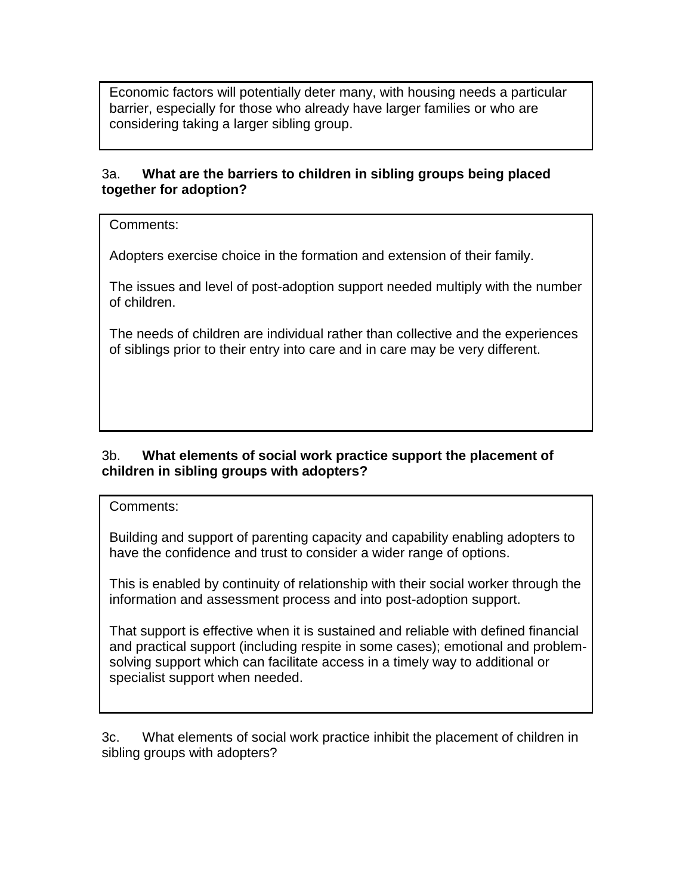Economic factors will potentially deter many, with housing needs a particular barrier, especially for those who already have larger families or who are considering taking a larger sibling group.

3a. **What are the barriers to children in sibling groups being placed together for adoption?**

Comments:

Adopters exercise choice in the formation and extension of their family.

The issues and level of post-adoption support needed multiply with the number of children.

The needs of children are individual rather than collective and the experiences of siblings prior to their entry into care and in care may be very different.

3b. **What elements of social work practice support the placement of children in sibling groups with adopters?**

Comments:

Building and support of parenting capacity and capability enabling adopters to have the confidence and trust to consider a wider range of options.

This is enabled by continuity of relationship with their social worker through the information and assessment process and into post-adoption support.

That support is effective when it is sustained and reliable with defined financial and practical support (including respite in some cases); emotional and problem-solving support which can facilitate access in a timely way to additional or specialist support when needed.

3c. What elements of social work practice inhibit the placement of children in sibling groups with adopters?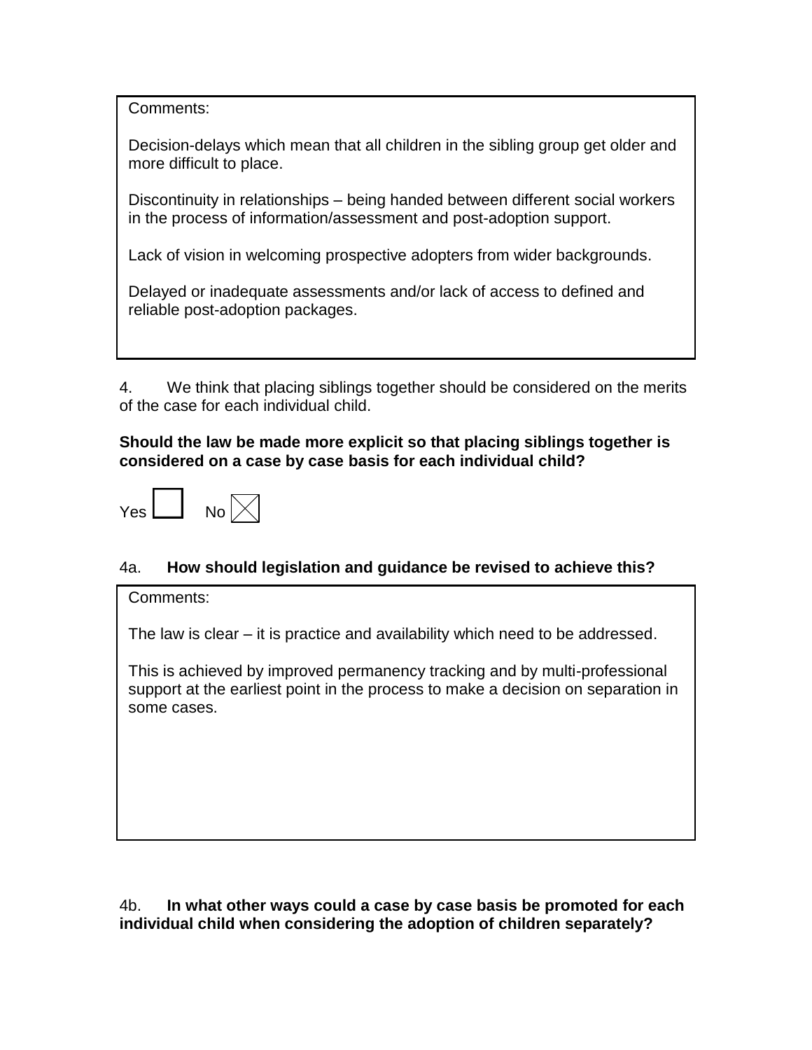Comments:

Decision-delays which mean that all children in the sibling group get older and more difficult to place.

Discontinuity in relationships – being handed between different social workers in the process of information/assessment and post-adoption support.

Lack of vision in welcoming prospective adopters from wider backgrounds.

Delayed or inadequate assessments and/or lack of access to defined and reliable post-adoption packages.

4. We think that placing siblings together should be considered on the merits of the case for each individual child.

**Should the law be made more explicit so that placing siblings together is considered on a case by case basis for each individual child?**

Yes ☐ No ☒

4a. **How should legislation and guidance be revised to achieve this?**

Comments:

The law is clear – it is practice and availability which need to be addressed.

This is achieved by improved permanency tracking and by multi-professional support at the earliest point in the process to make a decision on separation in some cases.

4b. **In what other ways could a case by case basis be promoted for each individual child when considering the adoption of children separately?**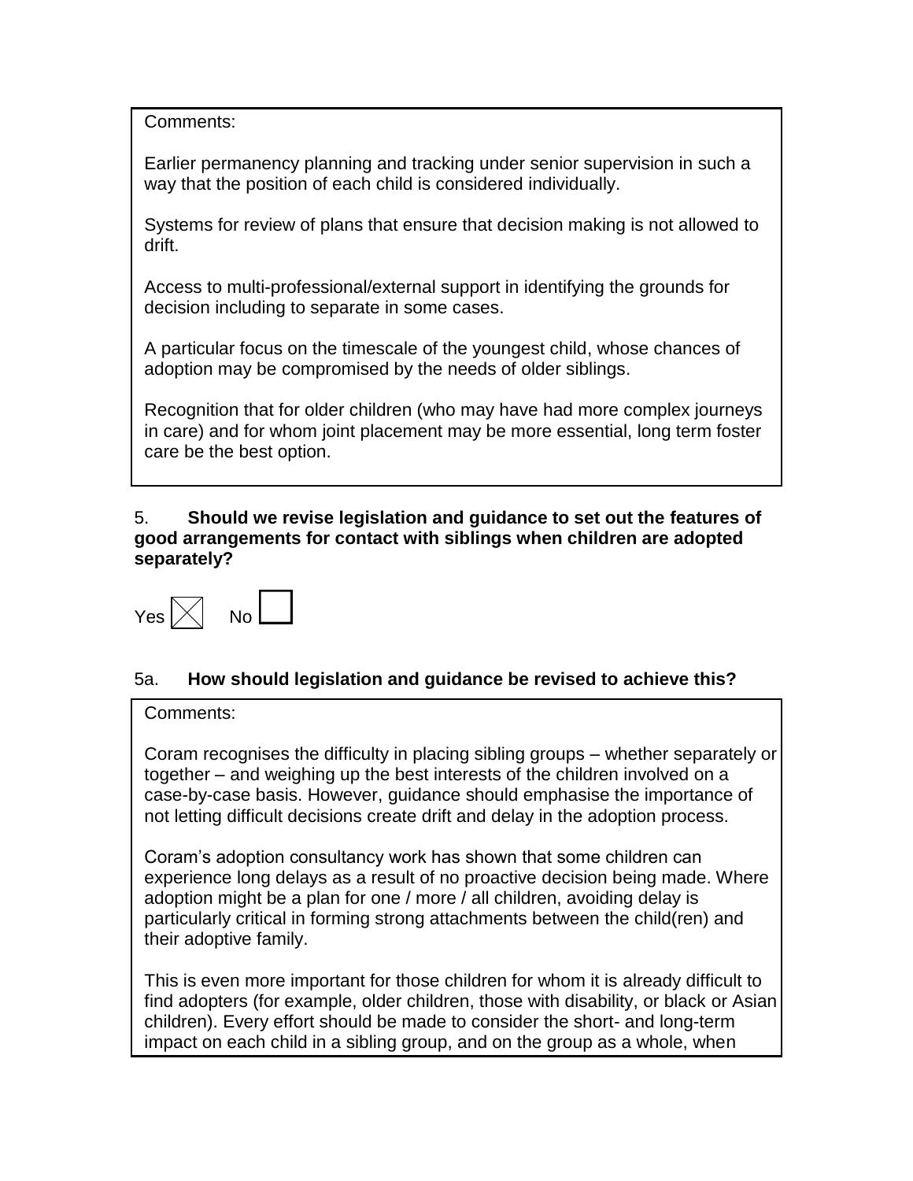Comments:

Earlier permanency planning and tracking under senior supervision in such a way that the position of each child is considered individually.

Systems for review of plans that ensure that decision making is not allowed to drift.

Access to multi-professional/external support in identifying the grounds for decision including to separate in some cases.

A particular focus on the timescale of the youngest child, whose chances of adoption may be compromised by the needs of older siblings.

Recognition that for older children (who may have had more complex journeys in care) and for whom joint placement may be more essential, long term foster care be the best option.

5. **Should we revise legislation and guidance to set out the features of good arrangements for contact with siblings when children are adopted separately?**

Yes ☒ No ☐

5a. **How should legislation and guidance be revised to achieve this?**

Comments:

Coram recognises the difficulty in placing sibling groups – whether separately or together – and weighing up the best interests of the children involved on a case-by-case basis. However, guidance should emphasise the importance of not letting difficult decisions create drift and delay in the adoption process.

Coram's adoption consultancy work has shown that some children can experience long delays as a result of no proactive decision being made. Where adoption might be a plan for one / more / all children, avoiding delay is particularly critical in forming strong attachments between the child(ren) and their adoptive family.

This is even more important for those children for whom it is already difficult to find adopters (for example, older children, those with disability, or black or Asian children). Every effort should be made to consider the short- and long-term impact on each child in a sibling group, and on the group as a whole, when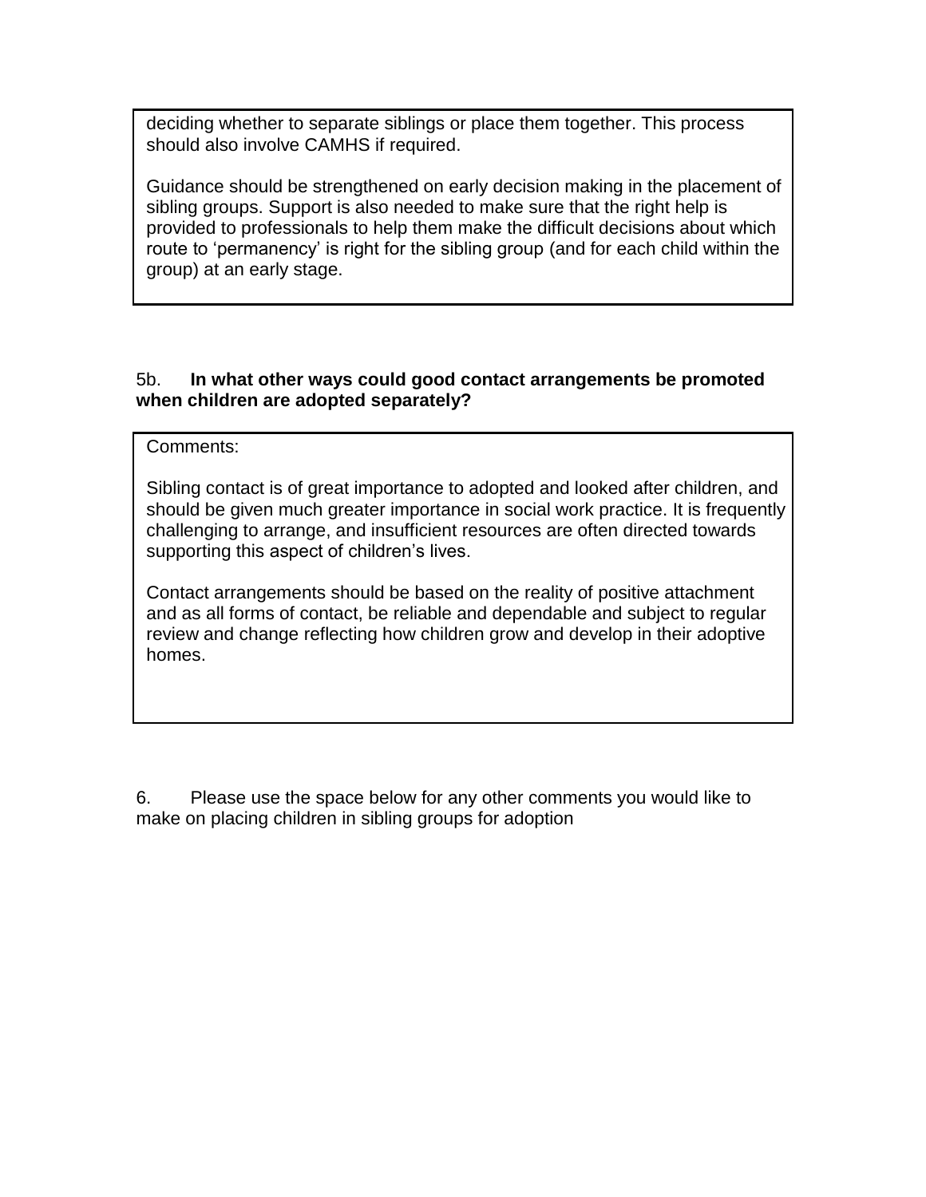deciding whether to separate siblings or place them together. This process should also involve CAMHS if required.

Guidance should be strengthened on early decision making in the placement of sibling groups. Support is also needed to make sure that the right help is provided to professionals to help them make the difficult decisions about which route to 'permanency' is right for the sibling group (and for each child within the group) at an early stage.

5b. **In what other ways could good contact arrangements be promoted when children are adopted separately?**

Comments:

Sibling contact is of great importance to adopted and looked after children, and should be given much greater importance in social work practice. It is frequently challenging to arrange, and insufficient resources are often directed towards supporting this aspect of children's lives.

Contact arrangements should be based on the reality of positive attachment and as all forms of contact, be reliable and dependable and subject to regular review and change reflecting how children grow and develop in their adoptive homes.

6. Please use the space below for any other comments you would like to make on placing children in sibling groups for adoption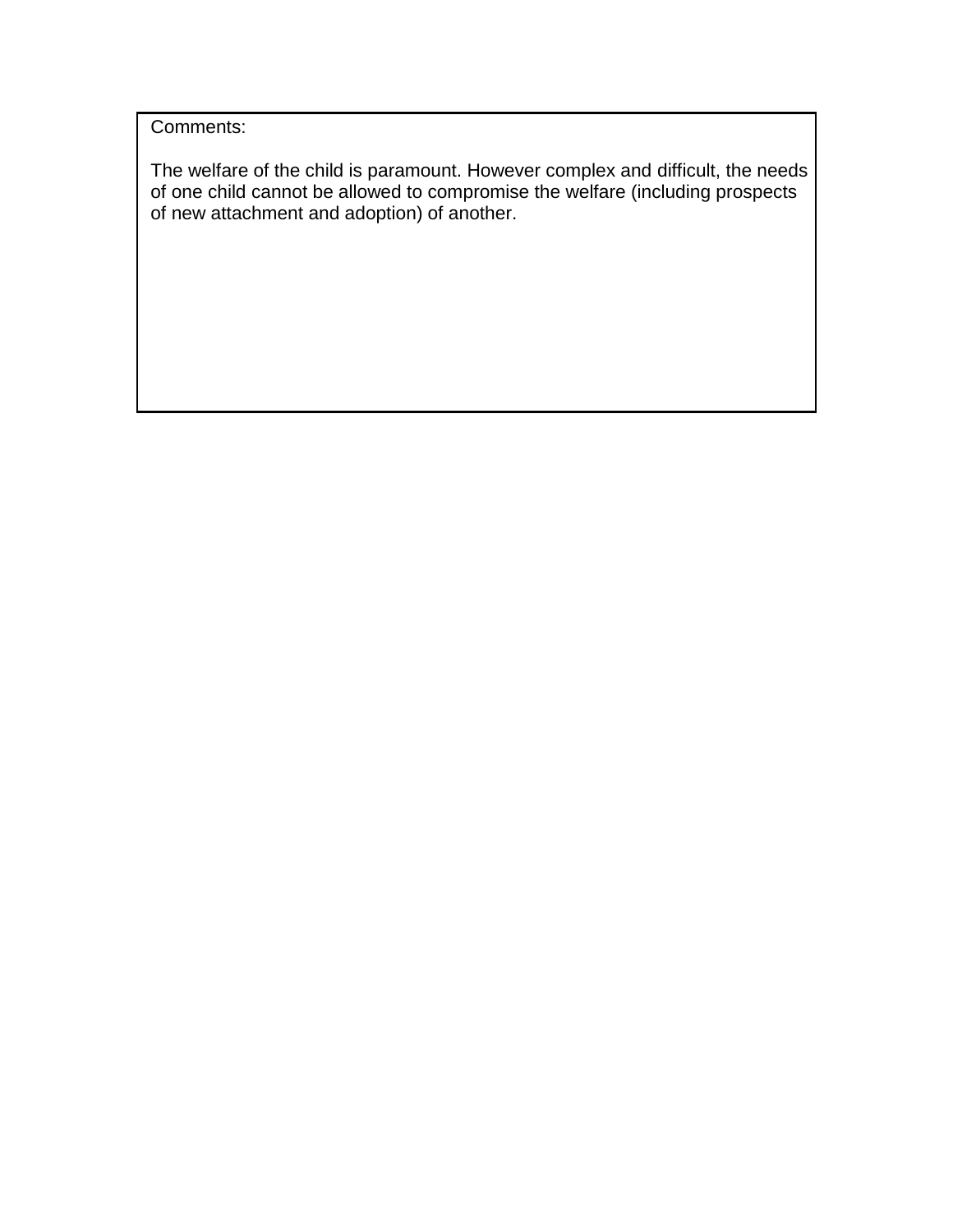Comments:

The welfare of the child is paramount. However complex and difficult, the needs of one child cannot be allowed to compromise the welfare (including prospects of new attachment and adoption) of another.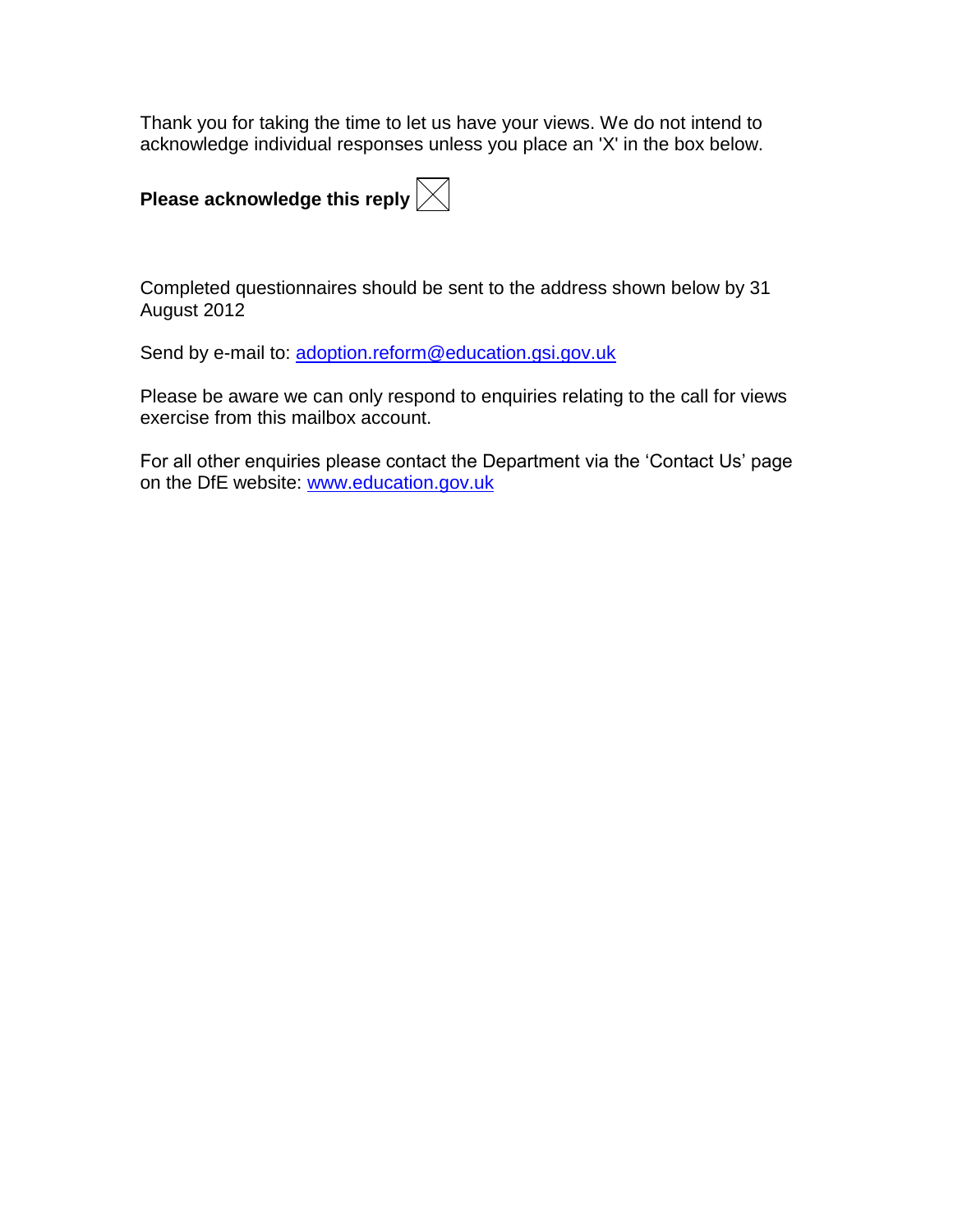Thank you for taking the time to let us have your views. We do not intend to acknowledge individual responses unless you place an 'X' in the box below.

**Please acknowledge this reply** ☒

Completed questionnaires should be sent to the address shown below by 31 August 2012

Send by e-mail to: [adoption.reform@education.gsi.gov.uk](mailto:adoption.reform@education.gsi.gov.uk)

Please be aware we can only respond to enquiries relating to the call for views exercise from this mailbox account.

For all other enquiries please contact the Department via the 'Contact Us' page on the DfE website: [www.education.gov.uk](http://www.education.gov.uk)